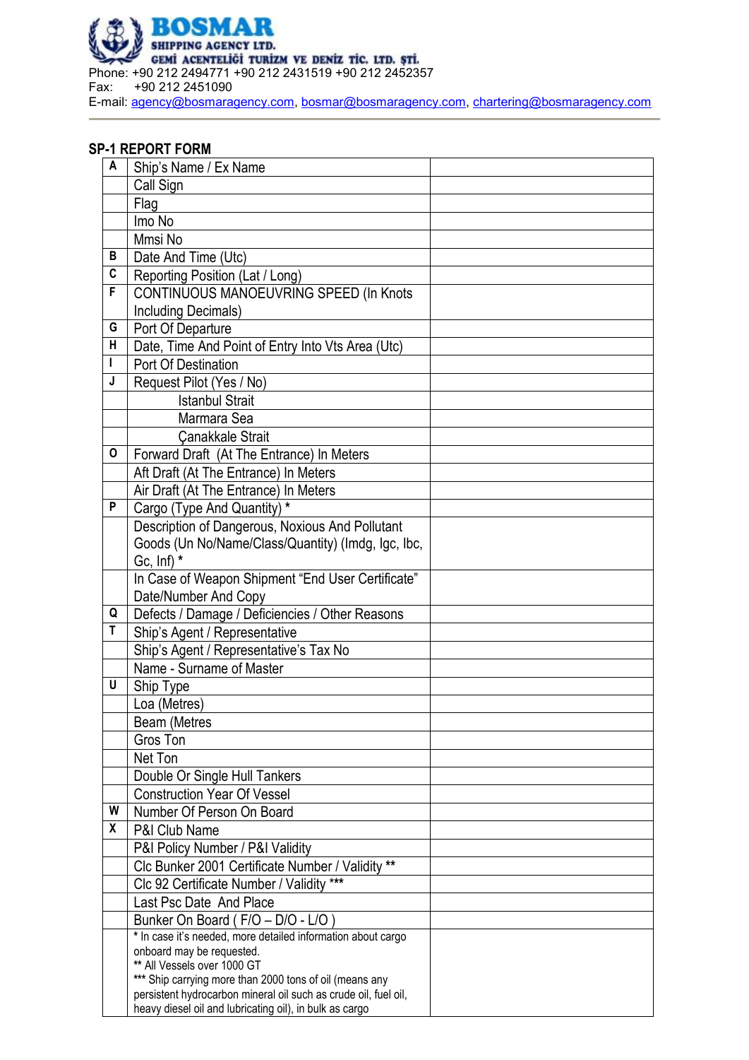**BOSMAR**
**SHIPPING AGENCY LTD.**
**GEMİ ACENTELİĞİ TURİZM VE DENİZ TİC. LTD. ŞTİ.**

Phone: +90 212 2494771 +90 212 2431519 +90 212 2452357
Fax: +90 212 2451090
E-mail: agency@bosmaragency.com, bosmar@bosmaragency.com, chartering@bosmaragency.com

## SP-1 REPORT FORM

| | | |
|---|---|---|
| A | Ship's Name / Ex Name | |
| | Call Sign | |
| | Flag | |
| | Imo No | |
| | Mmsi No | |
| B | Date And Time (Utc) | |
| C | Reporting Position (Lat / Long) | |
| F | CONTINUOUS MANOEUVRING SPEED (In Knots Including Decimals) | |
| G | Port Of Departure | |
| H | Date, Time And Point of Entry Into Vts Area (Utc) | |
| I | Port Of Destination | |
| J | Request Pilot (Yes / No) | |
| | Istanbul Strait | |
| | Marmara Sea | |
| | Çanakkale Strait | |
| O | Forward Draft (At The Entrance) In Meters | |
| | Aft Draft (At The Entrance) In Meters | |
| | Air Draft (At The Entrance) In Meters | |
| P | Cargo (Type And Quantity) * | |
| | Description of Dangerous, Noxious And Pollutant Goods (Un No/Name/Class/Quantity) (Imdg, Igc, Ibc, Gc, Inf) * | |
| | In Case of Weapon Shipment "End User Certificate" Date/Number And Copy | |
| Q | Defects / Damage / Deficiencies / Other Reasons | |
| T | Ship's Agent / Representative | |
| | Ship's Agent / Representative's Tax No | |
| | Name - Surname of Master | |
| U | Ship Type | |
| | Loa (Metres) | |
| | Beam (Metres | |
| | Gros Ton | |
| | Net Ton | |
| | Double Or Single Hull Tankers | |
| | Construction Year Of Vessel | |
| W | Number Of Person On Board | |
| X | P&I Club Name | |
| | P&I Policy Number / P&I Validity | |
| | Clc Bunker 2001 Certificate Number / Validity ** | |
| | Clc 92 Certificate Number / Validity *** | |
| | Last Psc Date And Place | |
| | Bunker On Board ( F/O – D/O - L/O ) | |
| | * In case it's needed, more detailed information about cargo onboard may be requested.<br>** All Vessels over 1000 GT<br>*** Ship carrying more than 2000 tons of oil (means any persistent hydrocarbon mineral oil such as crude oil, fuel oil, heavy diesel oil and lubricating oil), in bulk as cargo | |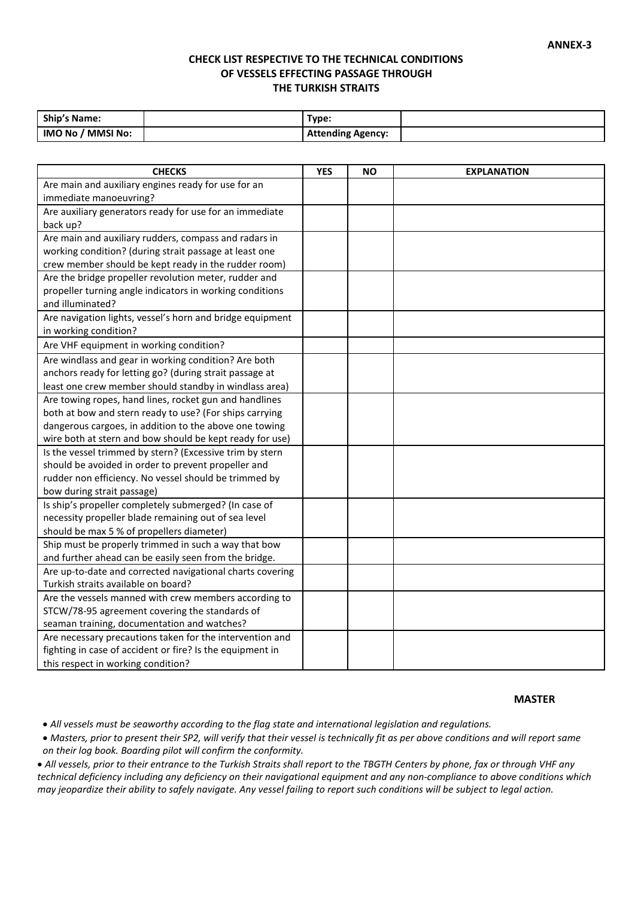**ANNEX-3**

# CHECK LIST RESPECTIVE TO THE TECHNICAL CONDITIONS OF VESSELS EFFECTING PASSAGE THROUGH THE TURKISH STRAITS

| | | | |
|---|---|---|---|
| **Ship's Name:** | | **Type:** | |
| **IMO No / MMSI No:** | | **Attending Agency:** | |

| CHECKS | YES | NO | EXPLANATION |
|---|---|---|---|
| Are main and auxiliary engines ready for use for an immediate manoeuvring? | | | |
| Are auxiliary generators ready for use for an immediate back up? | | | |
| Are main and auxiliary rudders, compass and radars in working condition? (during strait passage at least one crew member should be kept ready in the rudder room) | | | |
| Are the bridge propeller revolution meter, rudder and propeller turning angle indicators in working conditions and illuminated? | | | |
| Are navigation lights, vessel's horn and bridge equipment in working condition? | | | |
| Are VHF equipment in working condition? | | | |
| Are windlass and gear in working condition? Are both anchors ready for letting go? (during strait passage at least one crew member should standby in windlass area) | | | |
| Are towing ropes, hand lines, rocket gun and handlines both at bow and stern ready to use? (For ships carrying dangerous cargoes, in addition to the above one towing wire both at stern and bow should be kept ready for use) | | | |
| Is the vessel trimmed by stern? (Excessive trim by stern should be avoided in order to prevent propeller and rudder non efficiency. No vessel should be trimmed by bow during strait passage) | | | |
| Is ship's propeller completely submerged? (In case of necessity propeller blade remaining out of sea level should be max 5 % of propellers diameter) | | | |
| Ship must be properly trimmed in such a way that bow and further ahead can be easily seen from the bridge. | | | |
| Are up-to-date and corrected navigational charts covering Turkish straits available on board? | | | |
| Are the vessels manned with crew members according to STCW/78-95 agreement covering the standards of seaman training, documentation and watches? | | | |
| Are necessary precautions taken for the intervention and fighting in case of accident or fire? Is the equipment in this respect in working condition? | | | |

**MASTER**

- *All vessels must be seaworthy according to the flag state and international legislation and regulations.*
- *Masters, prior to present their SP2, will verify that their vessel is technically fit as per above conditions and will report same on their log book. Boarding pilot will confirm the conformity.*
- *All vessels, prior to their entrance to the Turkish Straits shall report to the TBGTH Centers by phone, fax or through VHF any technical deficiency including any deficiency on their navigational equipment and any non-compliance to above conditions which may jeopardize their ability to safely navigate. Any vessel failing to report such conditions will be subject to legal action.*